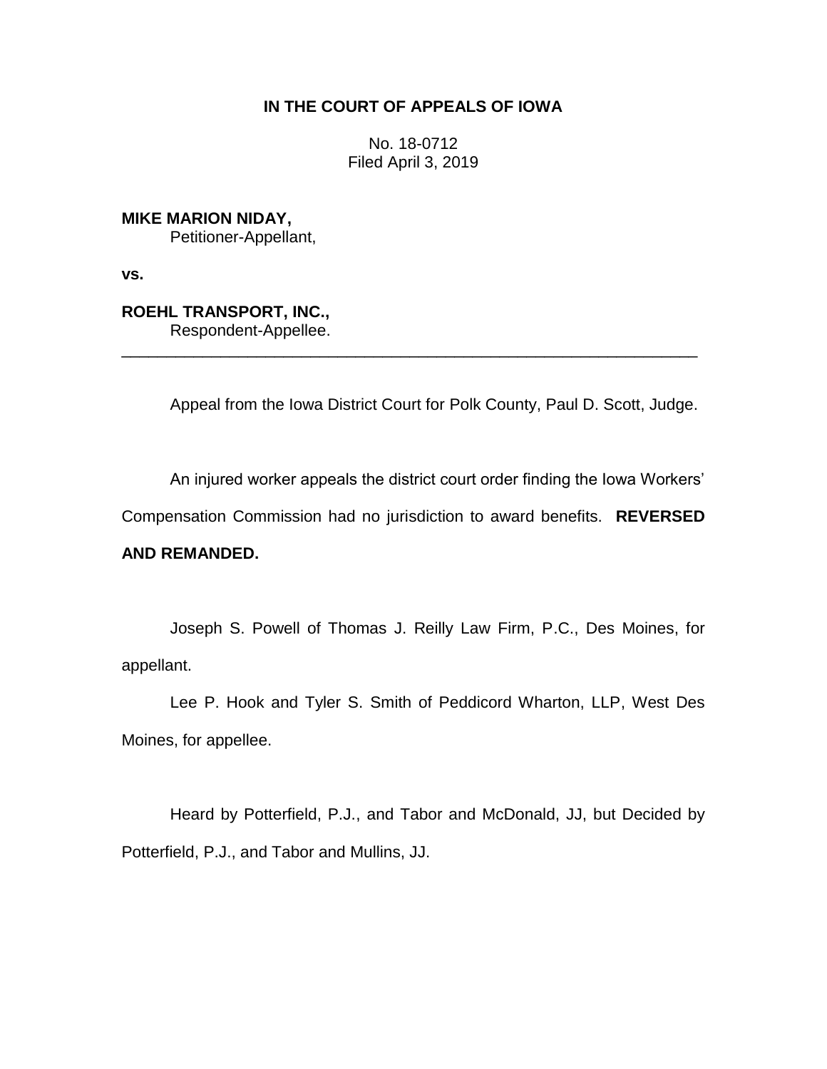**IN THE COURT OF APPEALS OF IOWA**

No. 18-0712
Filed April 3, 2019

**MIKE MARION NIDAY,**
Petitioner-Appellant,

**vs.**

**ROEHL TRANSPORT, INC.,**
Respondent-Appellee.

---

Appeal from the Iowa District Court for Polk County, Paul D. Scott, Judge.

An injured worker appeals the district court order finding the Iowa Workers' Compensation Commission had no jurisdiction to award benefits. **REVERSED AND REMANDED.**

Joseph S. Powell of Thomas J. Reilly Law Firm, P.C., Des Moines, for appellant.

Lee P. Hook and Tyler S. Smith of Peddicord Wharton, LLP, West Des Moines, for appellee.

Heard by Potterfield, P.J., and Tabor and McDonald, JJ, but Decided by Potterfield, P.J., and Tabor and Mullins, JJ.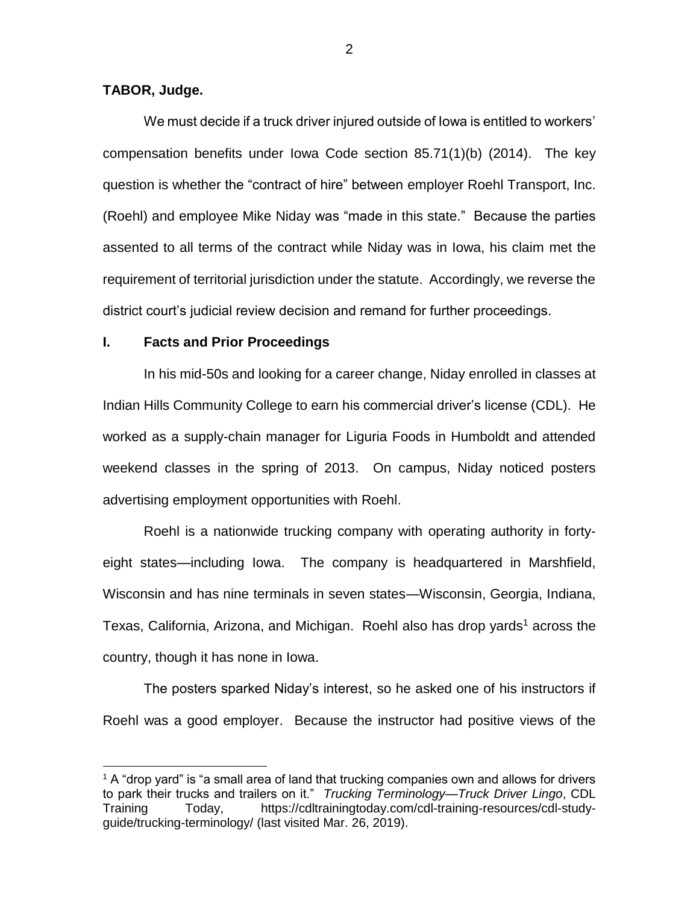**TABOR, Judge.**

We must decide if a truck driver injured outside of Iowa is entitled to workers' compensation benefits under Iowa Code section 85.71(1)(b) (2014). The key question is whether the "contract of hire" between employer Roehl Transport, Inc. (Roehl) and employee Mike Niday was "made in this state." Because the parties assented to all terms of the contract while Niday was in Iowa, his claim met the requirement of territorial jurisdiction under the statute. Accordingly, we reverse the district court's judicial review decision and remand for further proceedings.

## I. Facts and Prior Proceedings

In his mid-50s and looking for a career change, Niday enrolled in classes at Indian Hills Community College to earn his commercial driver's license (CDL). He worked as a supply-chain manager for Liguria Foods in Humboldt and attended weekend classes in the spring of 2013. On campus, Niday noticed posters advertising employment opportunities with Roehl.

Roehl is a nationwide trucking company with operating authority in forty-eight states—including Iowa. The company is headquartered in Marshfield, Wisconsin and has nine terminals in seven states—Wisconsin, Georgia, Indiana, Texas, California, Arizona, and Michigan. Roehl also has drop yards[1] across the country, though it has none in Iowa.

The posters sparked Niday's interest, so he asked one of his instructors if Roehl was a good employer. Because the instructor had positive views of the

---

[1] A "drop yard" is "a small area of land that trucking companies own and allows for drivers to park their trucks and trailers on it." *Trucking Terminology—Truck Driver Lingo*, CDL Training Today, https://cdltrainingtoday.com/cdl-training-resources/cdl-study-guide/trucking-terminology/ (last visited Mar. 26, 2019).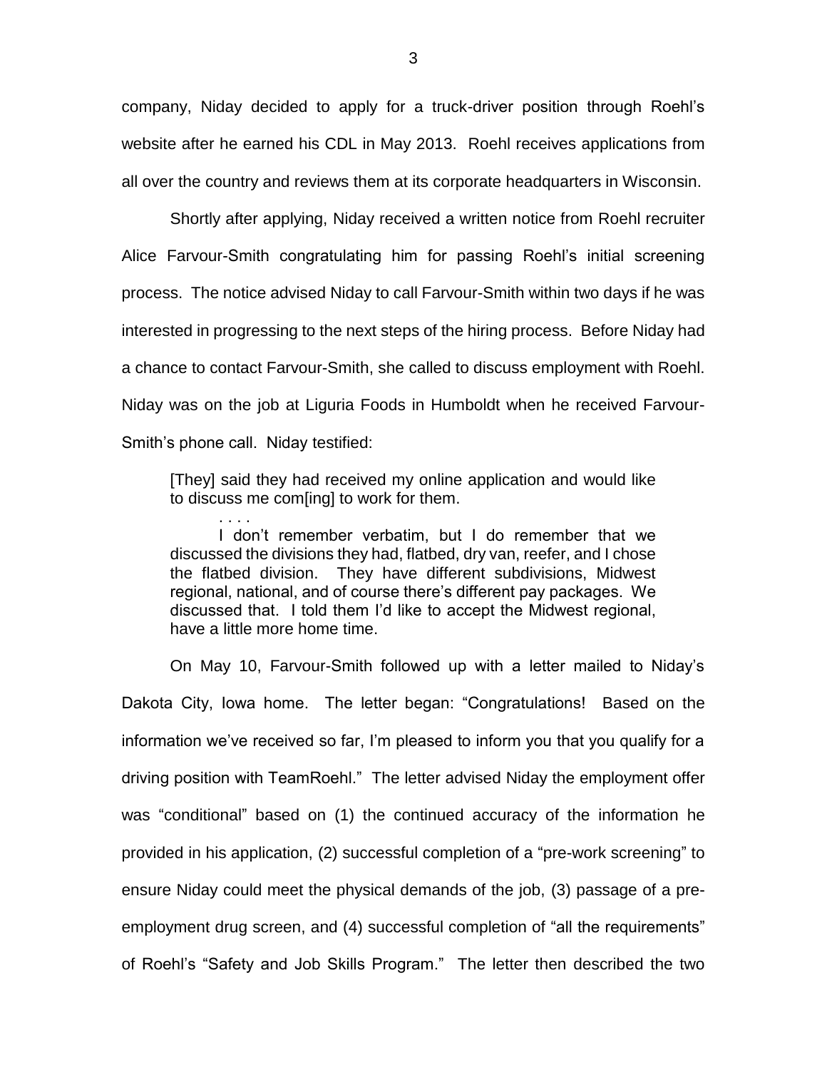company, Niday decided to apply for a truck-driver position through Roehl's website after he earned his CDL in May 2013. Roehl receives applications from all over the country and reviews them at its corporate headquarters in Wisconsin.

Shortly after applying, Niday received a written notice from Roehl recruiter Alice Farvour-Smith congratulating him for passing Roehl's initial screening process. The notice advised Niday to call Farvour-Smith within two days if he was interested in progressing to the next steps of the hiring process. Before Niday had a chance to contact Farvour-Smith, she called to discuss employment with Roehl. Niday was on the job at Liguria Foods in Humboldt when he received Farvour-Smith's phone call. Niday testified:

> [They] said they had received my online application and would like to discuss me com[ing] to work for them.
>
> . . . .
>
> I don't remember verbatim, but I do remember that we discussed the divisions they had, flatbed, dry van, reefer, and I chose the flatbed division. They have different subdivisions, Midwest regional, national, and of course there's different pay packages. We discussed that. I told them I'd like to accept the Midwest regional, have a little more home time.

On May 10, Farvour-Smith followed up with a letter mailed to Niday's Dakota City, Iowa home. The letter began: "Congratulations! Based on the information we've received so far, I'm pleased to inform you that you qualify for a driving position with TeamRoehl." The letter advised Niday the employment offer was "conditional" based on (1) the continued accuracy of the information he provided in his application, (2) successful completion of a "pre-work screening" to ensure Niday could meet the physical demands of the job, (3) passage of a pre-employment drug screen, and (4) successful completion of "all the requirements" of Roehl's "Safety and Job Skills Program." The letter then described the two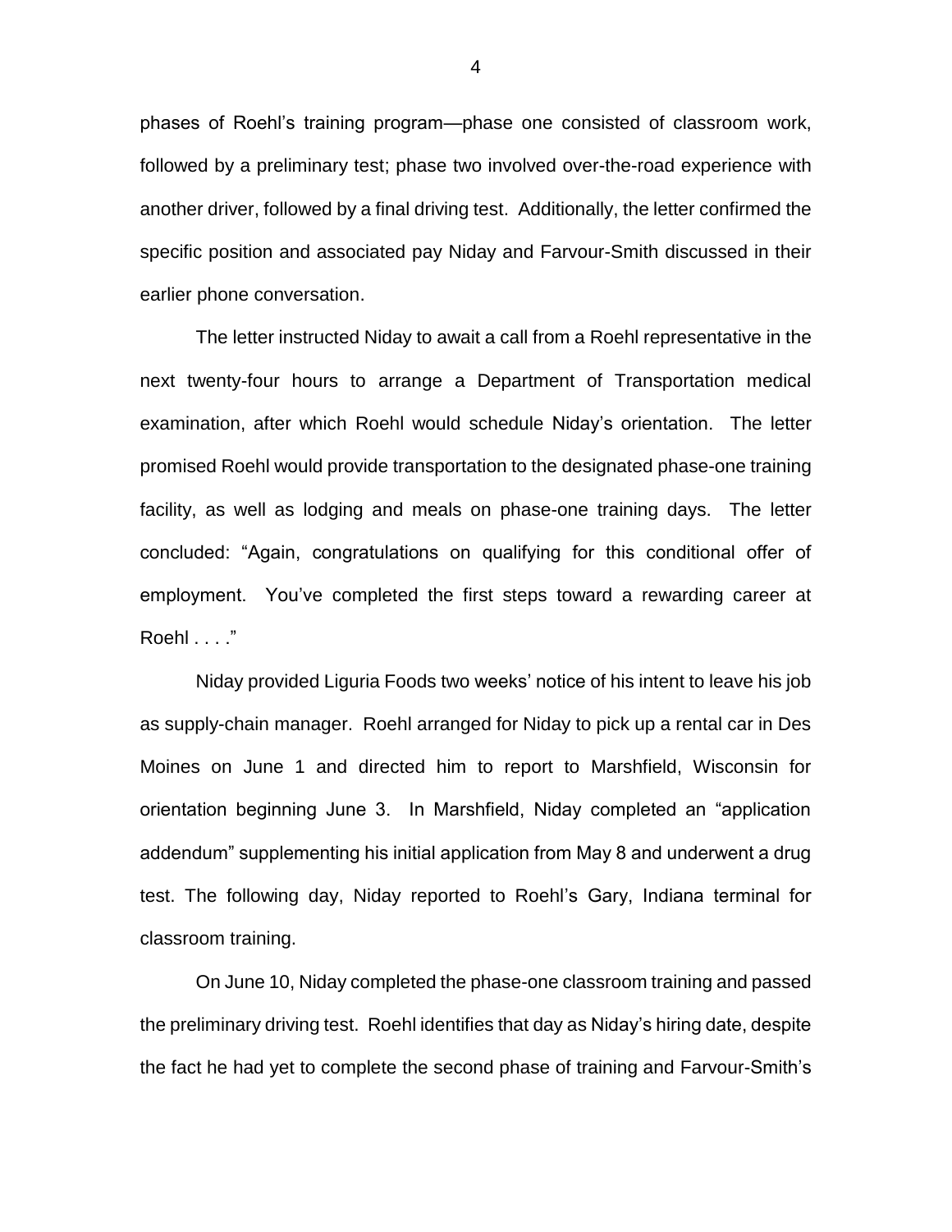phases of Roehl's training program—phase one consisted of classroom work, followed by a preliminary test; phase two involved over-the-road experience with another driver, followed by a final driving test. Additionally, the letter confirmed the specific position and associated pay Niday and Farvour-Smith discussed in their earlier phone conversation.

The letter instructed Niday to await a call from a Roehl representative in the next twenty-four hours to arrange a Department of Transportation medical examination, after which Roehl would schedule Niday's orientation. The letter promised Roehl would provide transportation to the designated phase-one training facility, as well as lodging and meals on phase-one training days. The letter concluded: "Again, congratulations on qualifying for this conditional offer of employment. You've completed the first steps toward a rewarding career at Roehl . . . ."

Niday provided Liguria Foods two weeks' notice of his intent to leave his job as supply-chain manager. Roehl arranged for Niday to pick up a rental car in Des Moines on June 1 and directed him to report to Marshfield, Wisconsin for orientation beginning June 3. In Marshfield, Niday completed an "application addendum" supplementing his initial application from May 8 and underwent a drug test. The following day, Niday reported to Roehl's Gary, Indiana terminal for classroom training.

On June 10, Niday completed the phase-one classroom training and passed the preliminary driving test. Roehl identifies that day as Niday's hiring date, despite the fact he had yet to complete the second phase of training and Farvour-Smith's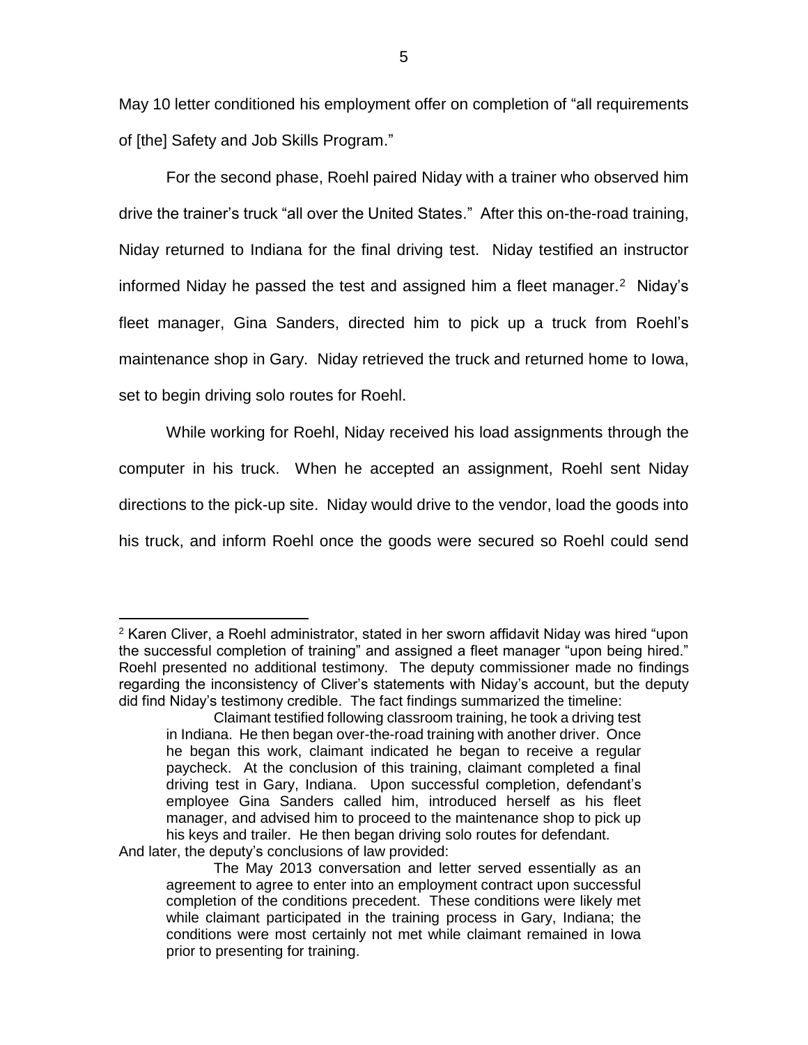May 10 letter conditioned his employment offer on completion of "all requirements of [the] Safety and Job Skills Program."

For the second phase, Roehl paired Niday with a trainer who observed him drive the trainer's truck "all over the United States." After this on-the-road training, Niday returned to Indiana for the final driving test. Niday testified an instructor informed Niday he passed the test and assigned him a fleet manager.[2] Niday's fleet manager, Gina Sanders, directed him to pick up a truck from Roehl's maintenance shop in Gary. Niday retrieved the truck and returned home to Iowa, set to begin driving solo routes for Roehl.

While working for Roehl, Niday received his load assignments through the computer in his truck. When he accepted an assignment, Roehl sent Niday directions to the pick-up site. Niday would drive to the vendor, load the goods into his truck, and inform Roehl once the goods were secured so Roehl could send

---

[2] Karen Cliver, a Roehl administrator, stated in her sworn affidavit Niday was hired "upon the successful completion of training" and assigned a fleet manager "upon being hired." Roehl presented no additional testimony. The deputy commissioner made no findings regarding the inconsistency of Cliver's statements with Niday's account, but the deputy did find Niday's testimony credible. The fact findings summarized the timeline:

> Claimant testified following classroom training, he took a driving test in Indiana. He then began over-the-road training with another driver. Once he began this work, claimant indicated he began to receive a regular paycheck. At the conclusion of this training, claimant completed a final driving test in Gary, Indiana. Upon successful completion, defendant's employee Gina Sanders called him, introduced herself as his fleet manager, and advised him to proceed to the maintenance shop to pick up his keys and trailer. He then began driving solo routes for defendant.

And later, the deputy's conclusions of law provided:

> The May 2013 conversation and letter served essentially as an agreement to agree to enter into an employment contract upon successful completion of the conditions precedent. These conditions were likely met while claimant participated in the training process in Gary, Indiana; the conditions were most certainly not met while claimant remained in Iowa prior to presenting for training.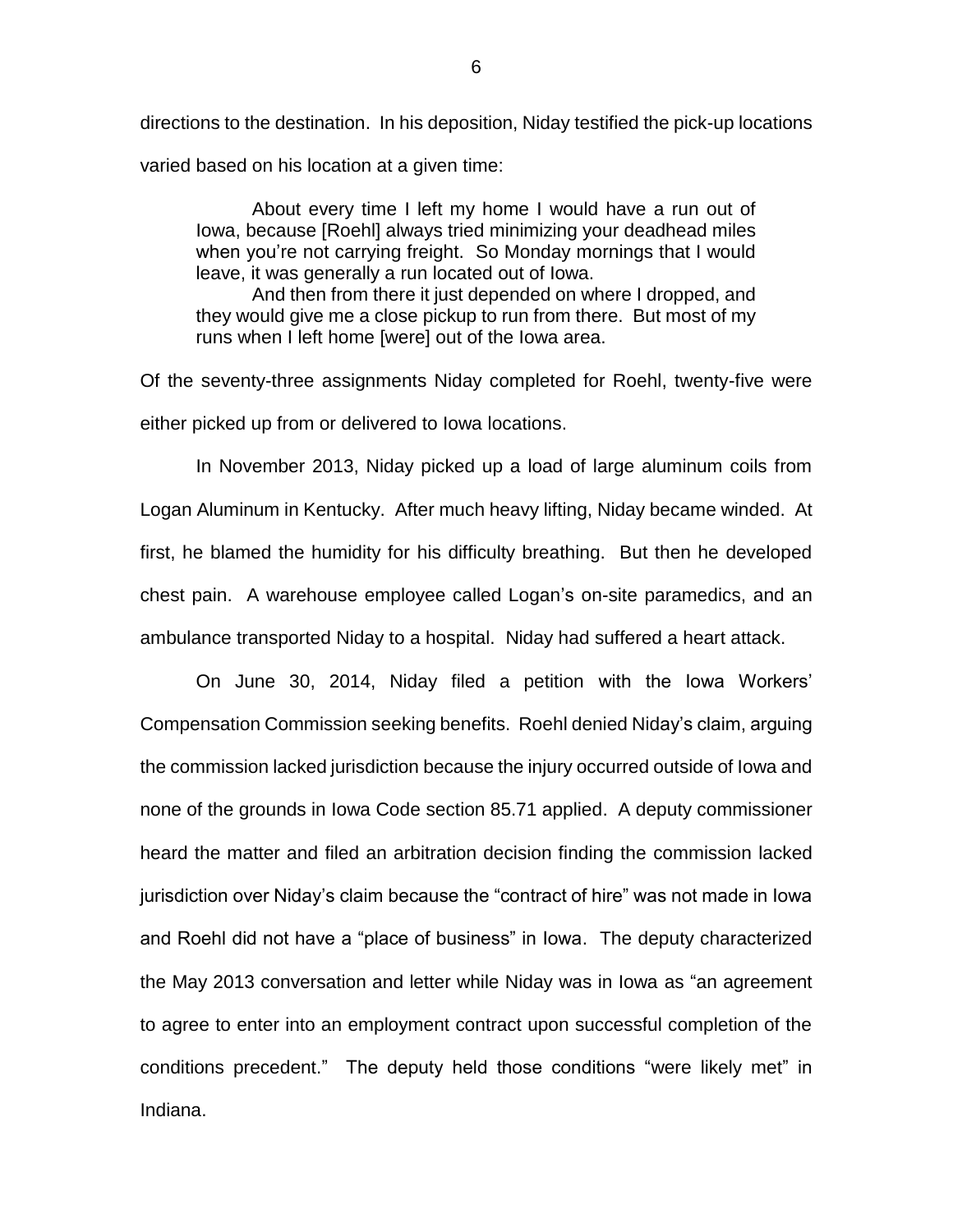directions to the destination. In his deposition, Niday testified the pick-up locations varied based on his location at a given time:

> About every time I left my home I would have a run out of Iowa, because [Roehl] always tried minimizing your deadhead miles when you're not carrying freight. So Monday mornings that I would leave, it was generally a run located out of Iowa.
>
> And then from there it just depended on where I dropped, and they would give me a close pickup to run from there. But most of my runs when I left home [were] out of the Iowa area.

Of the seventy-three assignments Niday completed for Roehl, twenty-five were either picked up from or delivered to Iowa locations.

In November 2013, Niday picked up a load of large aluminum coils from Logan Aluminum in Kentucky. After much heavy lifting, Niday became winded. At first, he blamed the humidity for his difficulty breathing. But then he developed chest pain. A warehouse employee called Logan's on-site paramedics, and an ambulance transported Niday to a hospital. Niday had suffered a heart attack.

On June 30, 2014, Niday filed a petition with the Iowa Workers' Compensation Commission seeking benefits. Roehl denied Niday's claim, arguing the commission lacked jurisdiction because the injury occurred outside of Iowa and none of the grounds in Iowa Code section 85.71 applied. A deputy commissioner heard the matter and filed an arbitration decision finding the commission lacked jurisdiction over Niday's claim because the "contract of hire" was not made in Iowa and Roehl did not have a "place of business" in Iowa. The deputy characterized the May 2013 conversation and letter while Niday was in Iowa as "an agreement to agree to enter into an employment contract upon successful completion of the conditions precedent." The deputy held those conditions "were likely met" in Indiana.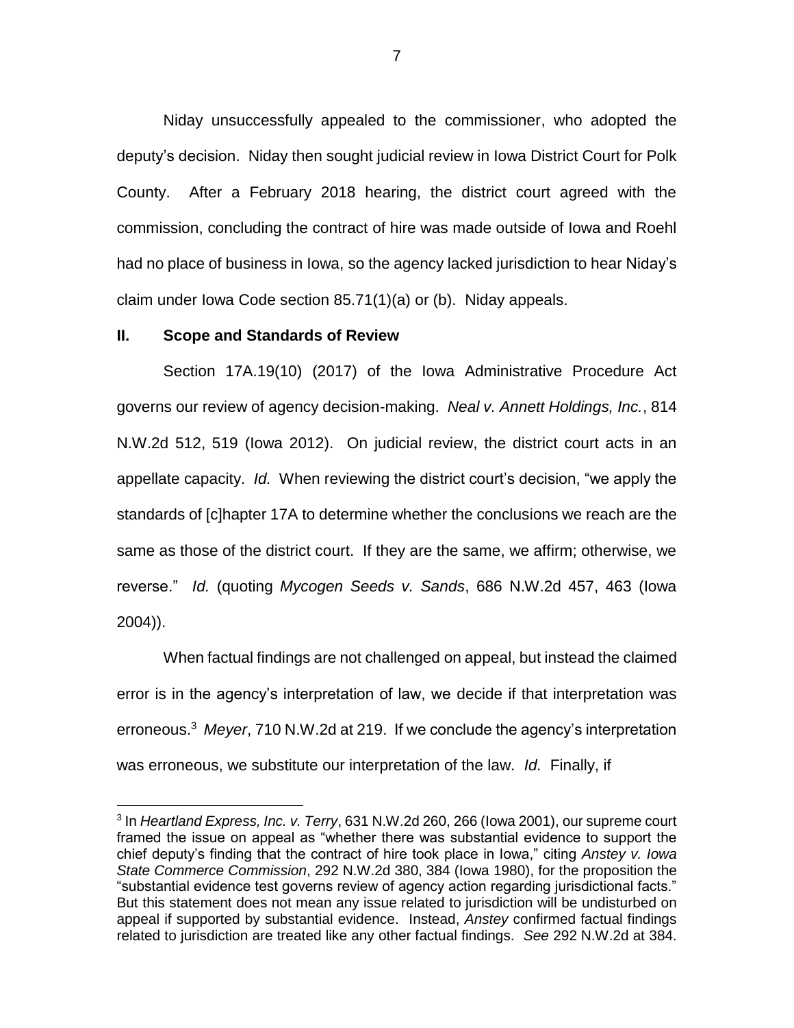Niday unsuccessfully appealed to the commissioner, who adopted the deputy's decision. Niday then sought judicial review in Iowa District Court for Polk County. After a February 2018 hearing, the district court agreed with the commission, concluding the contract of hire was made outside of Iowa and Roehl had no place of business in Iowa, so the agency lacked jurisdiction to hear Niday's claim under Iowa Code section 85.71(1)(a) or (b). Niday appeals.

## II. Scope and Standards of Review

Section 17A.19(10) (2017) of the Iowa Administrative Procedure Act governs our review of agency decision-making. *Neal v. Annett Holdings, Inc.*, 814 N.W.2d 512, 519 (Iowa 2012). On judicial review, the district court acts in an appellate capacity. *Id.* When reviewing the district court's decision, "we apply the standards of [c]hapter 17A to determine whether the conclusions we reach are the same as those of the district court. If they are the same, we affirm; otherwise, we reverse." *Id.* (quoting *Mycogen Seeds v. Sands*, 686 N.W.2d 457, 463 (Iowa 2004)).

When factual findings are not challenged on appeal, but instead the claimed error is in the agency's interpretation of law, we decide if that interpretation was erroneous.[3] *Meyer*, 710 N.W.2d at 219. If we conclude the agency's interpretation was erroneous, we substitute our interpretation of the law. *Id.* Finally, if

[3] In *Heartland Express, Inc. v. Terry*, 631 N.W.2d 260, 266 (Iowa 2001), our supreme court framed the issue on appeal as "whether there was substantial evidence to support the chief deputy's finding that the contract of hire took place in Iowa," citing *Anstey v. Iowa State Commerce Commission*, 292 N.W.2d 380, 384 (Iowa 1980), for the proposition the "substantial evidence test governs review of agency action regarding jurisdictional facts." But this statement does not mean any issue related to jurisdiction will be undisturbed on appeal if supported by substantial evidence. Instead, *Anstey* confirmed factual findings related to jurisdiction are treated like any other factual findings. *See* 292 N.W.2d at 384.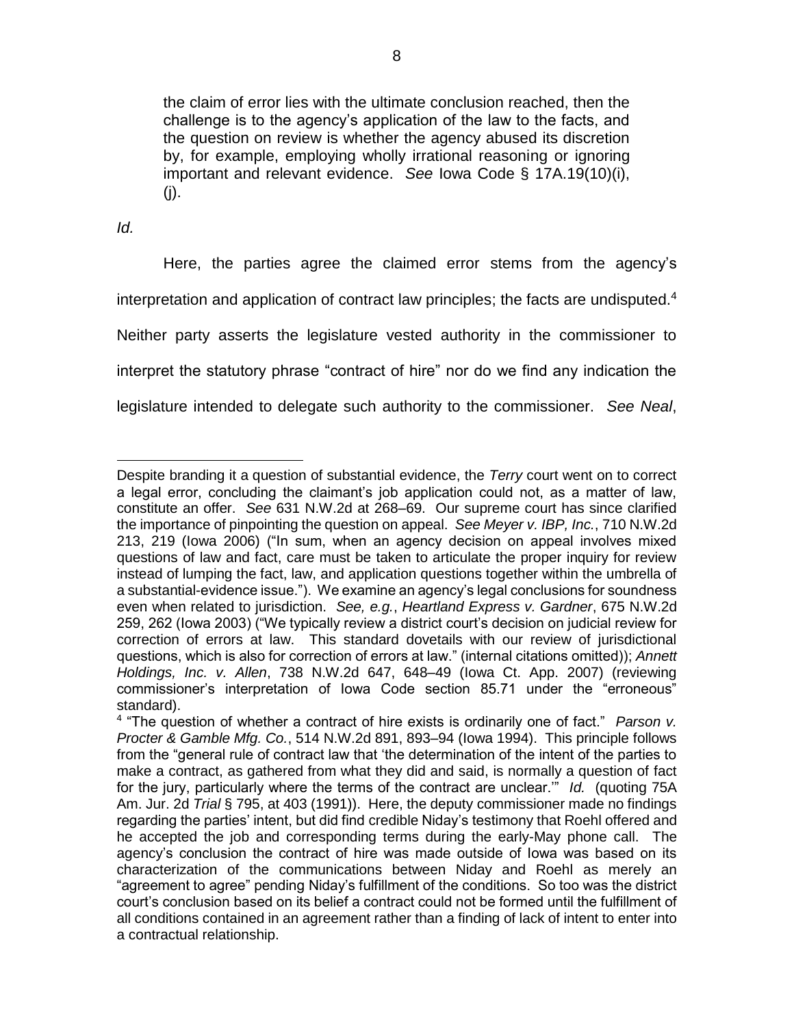> the claim of error lies with the ultimate conclusion reached, then the challenge is to the agency's application of the law to the facts, and the question on review is whether the agency abused its discretion by, for example, employing wholly irrational reasoning or ignoring important and relevant evidence. *See* Iowa Code § 17A.19(10)(i), (j).

*Id.*

Here, the parties agree the claimed error stems from the agency's interpretation and application of contract law principles; the facts are undisputed.[4] Neither party asserts the legislature vested authority in the commissioner to interpret the statutory phrase "contract of hire" nor do we find any indication the legislature intended to delegate such authority to the commissioner. *See Neal*,

---

Despite branding it a question of substantial evidence, the *Terry* court went on to correct a legal error, concluding the claimant's job application could not, as a matter of law, constitute an offer. *See* 631 N.W.2d at 268–69. Our supreme court has since clarified the importance of pinpointing the question on appeal. *See Meyer v. IBP, Inc.*, 710 N.W.2d 213, 219 (Iowa 2006) ("In sum, when an agency decision on appeal involves mixed questions of law and fact, care must be taken to articulate the proper inquiry for review instead of lumping the fact, law, and application questions together within the umbrella of a substantial-evidence issue."). We examine an agency's legal conclusions for soundness even when related to jurisdiction. *See, e.g.*, *Heartland Express v. Gardner*, 675 N.W.2d 259, 262 (Iowa 2003) ("We typically review a district court's decision on judicial review for correction of errors at law. This standard dovetails with our review of jurisdictional questions, which is also for correction of errors at law." (internal citations omitted)); *Annett Holdings, Inc. v. Allen*, 738 N.W.2d 647, 648–49 (Iowa Ct. App. 2007) (reviewing commissioner's interpretation of Iowa Code section 85.71 under the "erroneous" standard).

[4] "The question of whether a contract of hire exists is ordinarily one of fact." *Parson v. Procter & Gamble Mfg. Co.*, 514 N.W.2d 891, 893–94 (Iowa 1994). This principle follows from the "general rule of contract law that 'the determination of the intent of the parties to make a contract, as gathered from what they did and said, is normally a question of fact for the jury, particularly where the terms of the contract are unclear.'" *Id.* (quoting 75A Am. Jur. 2d *Trial* § 795, at 403 (1991)). Here, the deputy commissioner made no findings regarding the parties' intent, but did find credible Niday's testimony that Roehl offered and he accepted the job and corresponding terms during the early-May phone call. The agency's conclusion the contract of hire was made outside of Iowa was based on its characterization of the communications between Niday and Roehl as merely an "agreement to agree" pending Niday's fulfillment of the conditions. So too was the district court's conclusion based on its belief a contract could not be formed until the fulfillment of all conditions contained in an agreement rather than a finding of lack of intent to enter into a contractual relationship.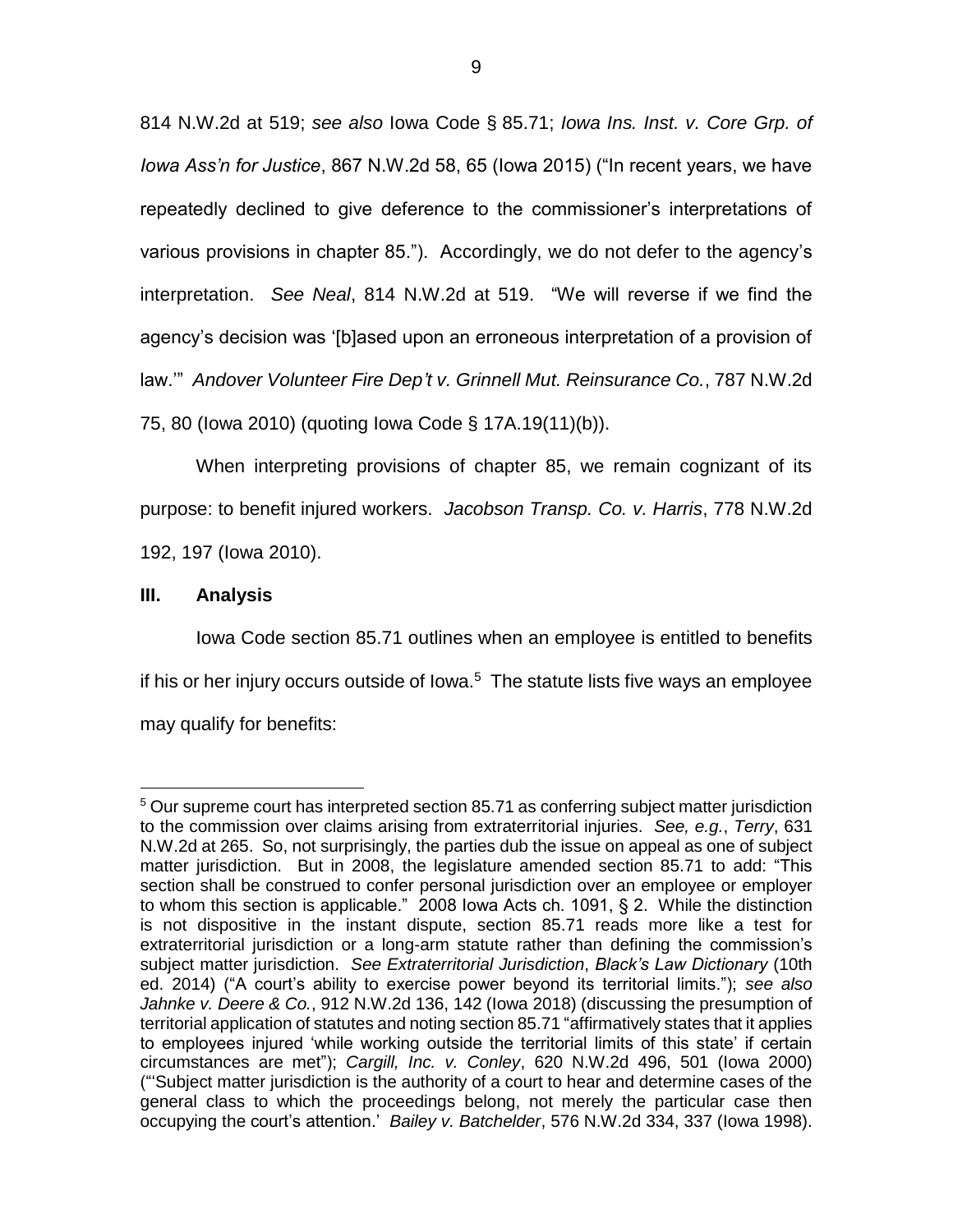814 N.W.2d at 519; *see also* Iowa Code § 85.71; *Iowa Ins. Inst. v. Core Grp. of Iowa Ass'n for Justice*, 867 N.W.2d 58, 65 (Iowa 2015) ("In recent years, we have repeatedly declined to give deference to the commissioner's interpretations of various provisions in chapter 85."). Accordingly, we do not defer to the agency's interpretation. *See Neal*, 814 N.W.2d at 519. "We will reverse if we find the agency's decision was '[b]ased upon an erroneous interpretation of a provision of law.'" *Andover Volunteer Fire Dep't v. Grinnell Mut. Reinsurance Co.*, 787 N.W.2d 75, 80 (Iowa 2010) (quoting Iowa Code § 17A.19(11)(b)).

When interpreting provisions of chapter 85, we remain cognizant of its purpose: to benefit injured workers. *Jacobson Transp. Co. v. Harris*, 778 N.W.2d 192, 197 (Iowa 2010).

## III. Analysis

Iowa Code section 85.71 outlines when an employee is entitled to benefits if his or her injury occurs outside of Iowa.[5] The statute lists five ways an employee may qualify for benefits:

---

[5] Our supreme court has interpreted section 85.71 as conferring subject matter jurisdiction to the commission over claims arising from extraterritorial injuries. *See, e.g.*, *Terry*, 631 N.W.2d at 265. So, not surprisingly, the parties dub the issue on appeal as one of subject matter jurisdiction. But in 2008, the legislature amended section 85.71 to add: "This section shall be construed to confer personal jurisdiction over an employee or employer to whom this section is applicable." 2008 Iowa Acts ch. 1091, § 2. While the distinction is not dispositive in the instant dispute, section 85.71 reads more like a test for extraterritorial jurisdiction or a long-arm statute rather than defining the commission's subject matter jurisdiction. *See Extraterritorial Jurisdiction*, *Black's Law Dictionary* (10th ed. 2014) ("A court's ability to exercise power beyond its territorial limits."); *see also Jahnke v. Deere & Co.*, 912 N.W.2d 136, 142 (Iowa 2018) (discussing the presumption of territorial application of statutes and noting section 85.71 "affirmatively states that it applies to employees injured 'while working outside the territorial limits of this state' if certain circumstances are met"); *Cargill, Inc. v. Conley*, 620 N.W.2d 496, 501 (Iowa 2000) ("'Subject matter jurisdiction is the authority of a court to hear and determine cases of the general class to which the proceedings belong, not merely the particular case then occupying the court's attention.' *Bailey v. Batchelder*, 576 N.W.2d 334, 337 (Iowa 1998).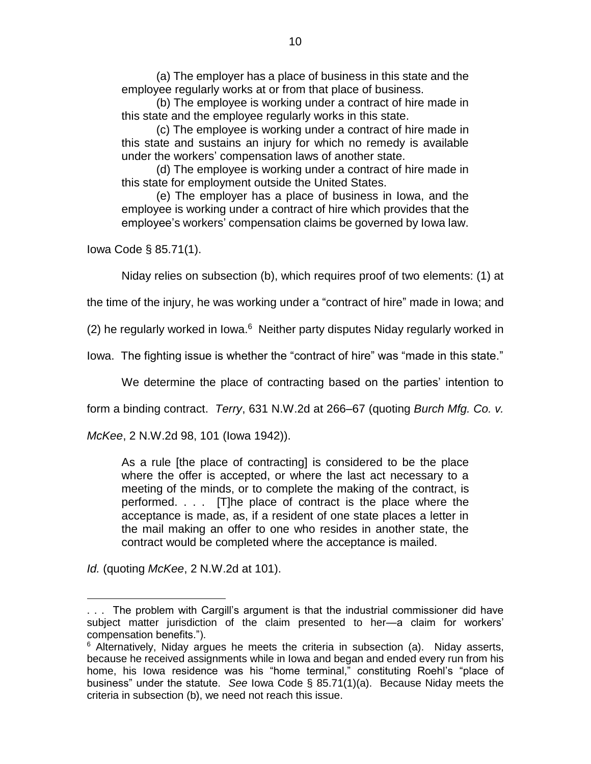> (a) The employer has a place of business in this state and the employee regularly works at or from that place of business.
>
> (b) The employee is working under a contract of hire made in this state and the employee regularly works in this state.
>
> (c) The employee is working under a contract of hire made in this state and sustains an injury for which no remedy is available under the workers' compensation laws of another state.
>
> (d) The employee is working under a contract of hire made in this state for employment outside the United States.
>
> (e) The employer has a place of business in Iowa, and the employee is working under a contract of hire which provides that the employee's workers' compensation claims be governed by Iowa law.

Iowa Code § 85.71(1).

Niday relies on subsection (b), which requires proof of two elements: (1) at the time of the injury, he was working under a "contract of hire" made in Iowa; and (2) he regularly worked in Iowa.[6] Neither party disputes Niday regularly worked in Iowa. The fighting issue is whether the "contract of hire" was "made in this state."

We determine the place of contracting based on the parties' intention to form a binding contract. *Terry*, 631 N.W.2d at 266–67 (quoting *Burch Mfg. Co. v. McKee*, 2 N.W.2d 98, 101 (Iowa 1942)).

> As a rule [the place of contracting] is considered to be the place where the offer is accepted, or where the last act necessary to a meeting of the minds, or to complete the making of the contract, is performed. . . . [T]he place of contract is the place where the acceptance is made, as, if a resident of one state places a letter in the mail making an offer to one who resides in another state, the contract would be completed where the acceptance is mailed.

*Id.* (quoting *McKee*, 2 N.W.2d at 101).

---

. . . The problem with Cargill's argument is that the industrial commissioner did have subject matter jurisdiction of the claim presented to her—a claim for workers' compensation benefits.").

[6] Alternatively, Niday argues he meets the criteria in subsection (a). Niday asserts, because he received assignments while in Iowa and began and ended every run from his home, his Iowa residence was his "home terminal," constituting Roehl's "place of business" under the statute. *See* Iowa Code § 85.71(1)(a). Because Niday meets the criteria in subsection (b), we need not reach this issue.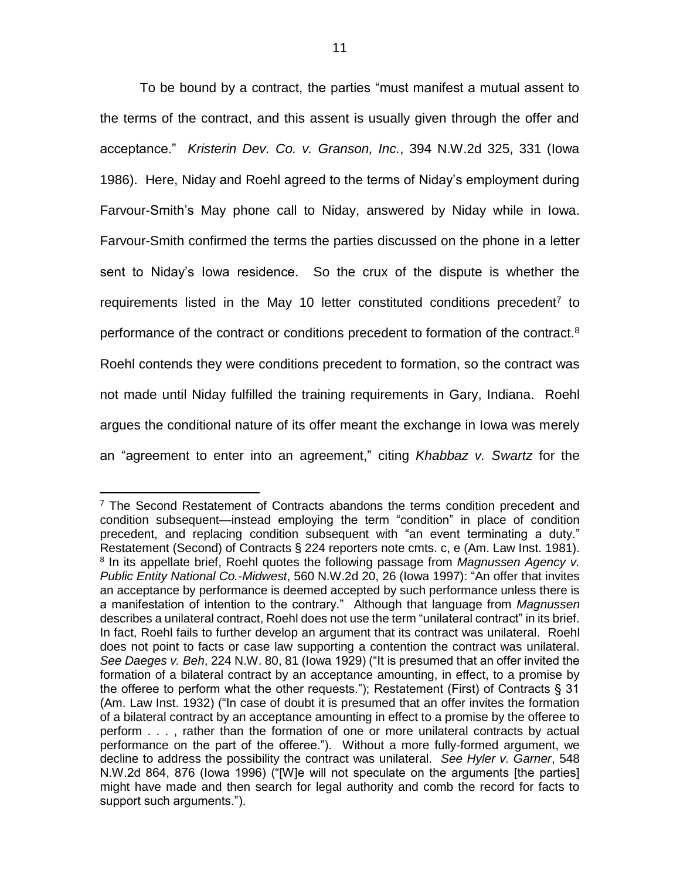To be bound by a contract, the parties "must manifest a mutual assent to the terms of the contract, and this assent is usually given through the offer and acceptance." *Kristerin Dev. Co. v. Granson, Inc.*, 394 N.W.2d 325, 331 (Iowa 1986). Here, Niday and Roehl agreed to the terms of Niday's employment during Farvour-Smith's May phone call to Niday, answered by Niday while in Iowa. Farvour-Smith confirmed the terms the parties discussed on the phone in a letter sent to Niday's Iowa residence. So the crux of the dispute is whether the requirements listed in the May 10 letter constituted conditions precedent[7] to performance of the contract or conditions precedent to formation of the contract.[8] Roehl contends they were conditions precedent to formation, so the contract was not made until Niday fulfilled the training requirements in Gary, Indiana. Roehl argues the conditional nature of its offer meant the exchange in Iowa was merely an "agreement to enter into an agreement," citing *Khabbaz v. Swartz* for the

---

[7] The Second Restatement of Contracts abandons the terms condition precedent and condition subsequent—instead employing the term "condition" in place of condition precedent, and replacing condition subsequent with "an event terminating a duty." Restatement (Second) of Contracts § 224 reporters note cmts. c, e (Am. Law Inst. 1981).

[8] In its appellate brief, Roehl quotes the following passage from *Magnussen Agency v. Public Entity National Co.-Midwest*, 560 N.W.2d 20, 26 (Iowa 1997): "An offer that invites an acceptance by performance is deemed accepted by such performance unless there is a manifestation of intention to the contrary." Although that language from *Magnussen* describes a unilateral contract, Roehl does not use the term "unilateral contract" in its brief. In fact, Roehl fails to further develop an argument that its contract was unilateral. Roehl does not point to facts or case law supporting a contention the contract was unilateral. *See Daeges v. Beh*, 224 N.W. 80, 81 (Iowa 1929) ("It is presumed that an offer invited the formation of a bilateral contract by an acceptance amounting, in effect, to a promise by the offeree to perform what the other requests."); Restatement (First) of Contracts § 31 (Am. Law Inst. 1932) ("In case of doubt it is presumed that an offer invites the formation of a bilateral contract by an acceptance amounting in effect to a promise by the offeree to perform . . . , rather than the formation of one or more unilateral contracts by actual performance on the part of the offeree."). Without a more fully-formed argument, we decline to address the possibility the contract was unilateral. *See Hyler v. Garner*, 548 N.W.2d 864, 876 (Iowa 1996) ("[W]e will not speculate on the arguments [the parties] might have made and then search for legal authority and comb the record for facts to support such arguments.").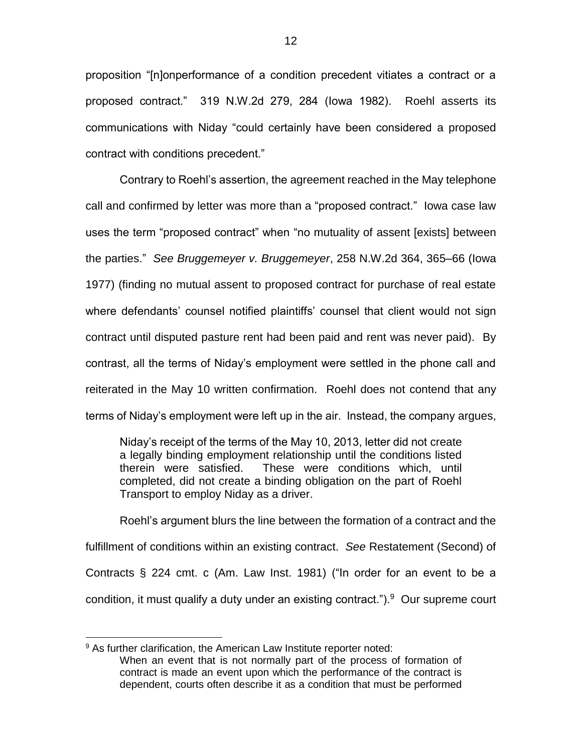proposition "[n]onperformance of a condition precedent vitiates a contract or a proposed contract." 319 N.W.2d 279, 284 (Iowa 1982). Roehl asserts its communications with Niday "could certainly have been considered a proposed contract with conditions precedent."

Contrary to Roehl's assertion, the agreement reached in the May telephone call and confirmed by letter was more than a "proposed contract." Iowa case law uses the term "proposed contract" when "no mutuality of assent [exists] between the parties." *See Bruggemeyer v. Bruggemeyer*, 258 N.W.2d 364, 365–66 (Iowa 1977) (finding no mutual assent to proposed contract for purchase of real estate where defendants' counsel notified plaintiffs' counsel that client would not sign contract until disputed pasture rent had been paid and rent was never paid). By contrast, all the terms of Niday's employment were settled in the phone call and reiterated in the May 10 written confirmation. Roehl does not contend that any terms of Niday's employment were left up in the air. Instead, the company argues,

> Niday's receipt of the terms of the May 10, 2013, letter did not create a legally binding employment relationship until the conditions listed therein were satisfied. These were conditions which, until completed, did not create a binding obligation on the part of Roehl Transport to employ Niday as a driver.

Roehl's argument blurs the line between the formation of a contract and the fulfillment of conditions within an existing contract. *See* Restatement (Second) of Contracts § 224 cmt. c (Am. Law Inst. 1981) ("In order for an event to be a condition, it must qualify a duty under an existing contract.").[9] Our supreme court

---

[9] As further clarification, the American Law Institute reporter noted:

> When an event that is not normally part of the process of formation of contract is made an event upon which the performance of the contract is dependent, courts often describe it as a condition that must be performed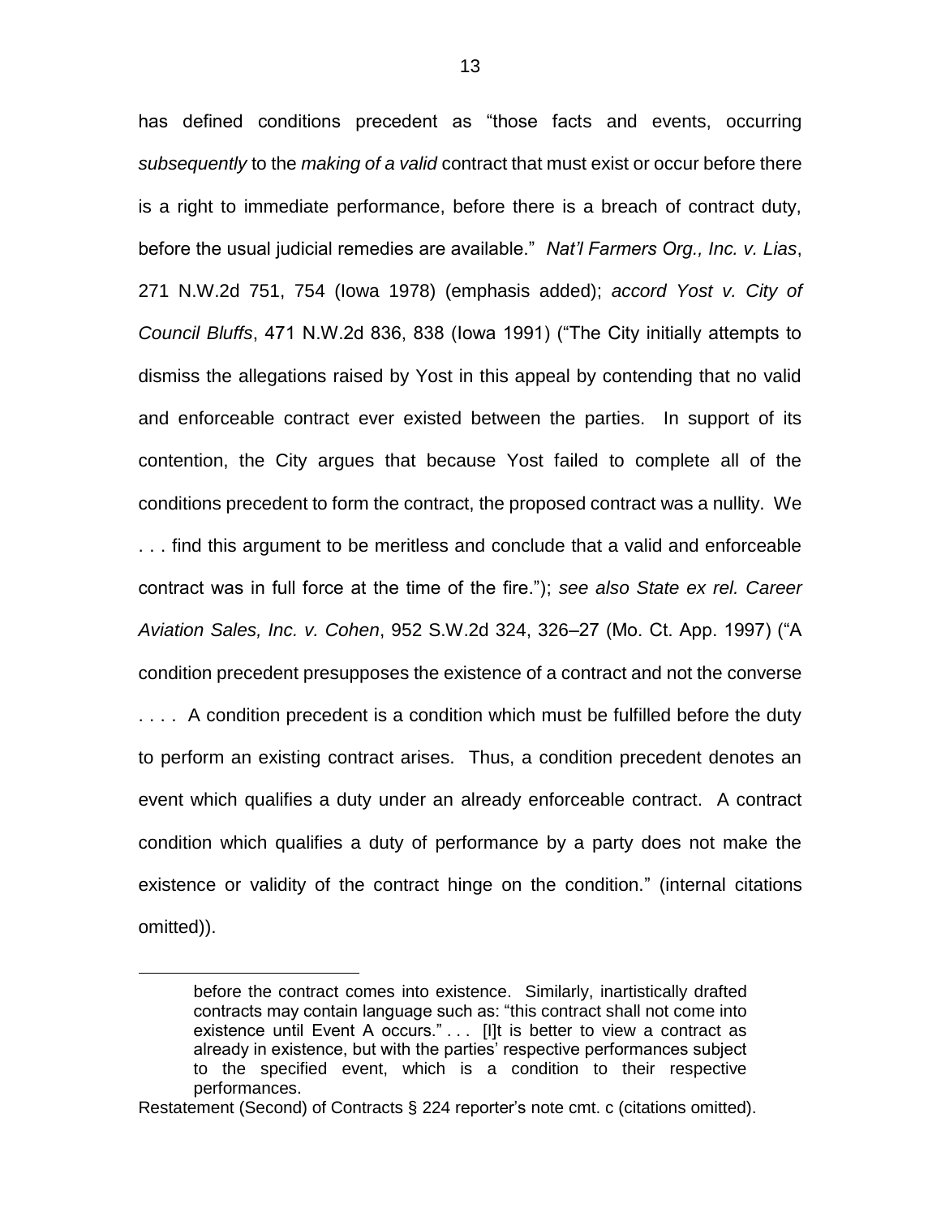has defined conditions precedent as "those facts and events, occurring *subsequently* to the *making of a valid* contract that must exist or occur before there is a right to immediate performance, before there is a breach of contract duty, before the usual judicial remedies are available." *Nat'l Farmers Org., Inc. v. Lias*, 271 N.W.2d 751, 754 (Iowa 1978) (emphasis added); *accord Yost v. City of Council Bluffs*, 471 N.W.2d 836, 838 (Iowa 1991) ("The City initially attempts to dismiss the allegations raised by Yost in this appeal by contending that no valid and enforceable contract ever existed between the parties. In support of its contention, the City argues that because Yost failed to complete all of the conditions precedent to form the contract, the proposed contract was a nullity. We . . . find this argument to be meritless and conclude that a valid and enforceable contract was in full force at the time of the fire."); *see also State ex rel. Career Aviation Sales, Inc. v. Cohen*, 952 S.W.2d 324, 326–27 (Mo. Ct. App. 1997) ("A condition precedent presupposes the existence of a contract and not the converse . . . . A condition precedent is a condition which must be fulfilled before the duty to perform an existing contract arises. Thus, a condition precedent denotes an event which qualifies a duty under an already enforceable contract. A contract condition which qualifies a duty of performance by a party does not make the existence or validity of the contract hinge on the condition." (internal citations omitted)).

---

> before the contract comes into existence. Similarly, inartistically drafted contracts may contain language such as: "this contract shall not come into existence until Event A occurs." . . . [I]t is better to view a contract as already in existence, but with the parties' respective performances subject to the specified event, which is a condition to their respective performances.

Restatement (Second) of Contracts § 224 reporter's note cmt. c (citations omitted).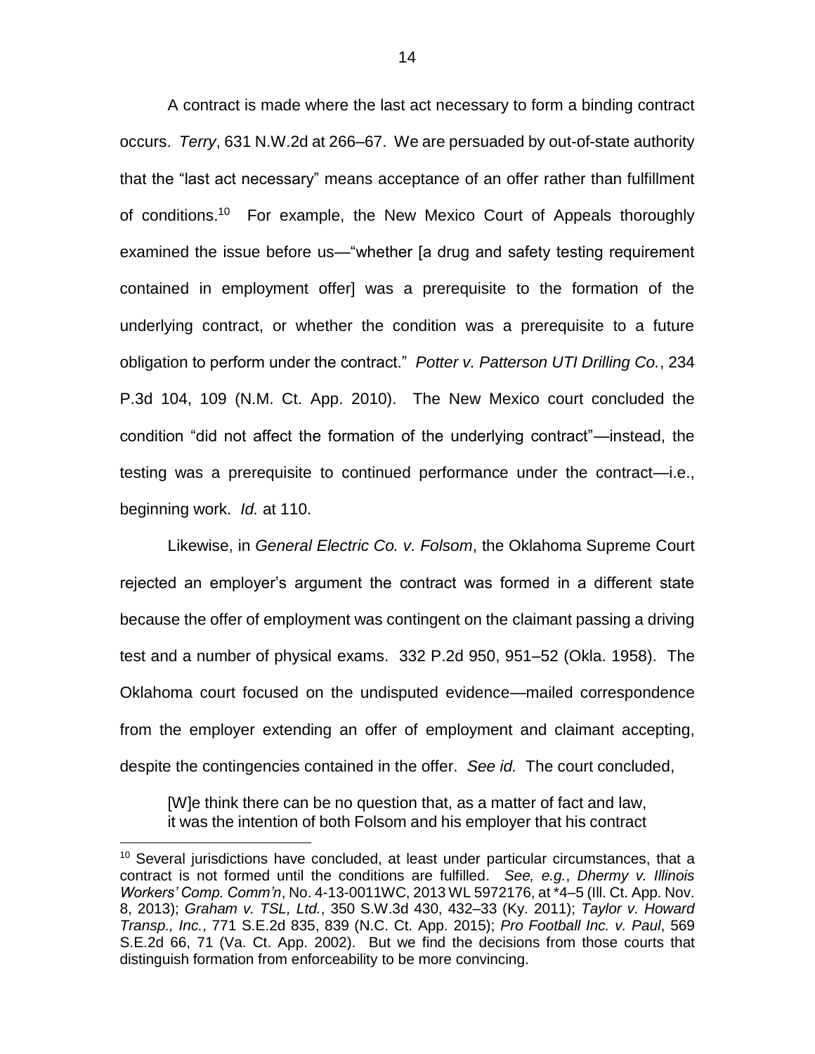A contract is made where the last act necessary to form a binding contract occurs. *Terry*, 631 N.W.2d at 266–67. We are persuaded by out-of-state authority that the "last act necessary" means acceptance of an offer rather than fulfillment of conditions.[10] For example, the New Mexico Court of Appeals thoroughly examined the issue before us—"whether [a drug and safety testing requirement contained in employment offer] was a prerequisite to the formation of the underlying contract, or whether the condition was a prerequisite to a future obligation to perform under the contract." *Potter v. Patterson UTI Drilling Co.*, 234 P.3d 104, 109 (N.M. Ct. App. 2010). The New Mexico court concluded the condition "did not affect the formation of the underlying contract"—instead, the testing was a prerequisite to continued performance under the contract—i.e., beginning work. *Id.* at 110.

Likewise, in *General Electric Co. v. Folsom*, the Oklahoma Supreme Court rejected an employer's argument the contract was formed in a different state because the offer of employment was contingent on the claimant passing a driving test and a number of physical exams. 332 P.2d 950, 951–52 (Okla. 1958). The Oklahoma court focused on the undisputed evidence—mailed correspondence from the employer extending an offer of employment and claimant accepting, despite the contingencies contained in the offer. *See id.* The court concluded,

> [W]e think there can be no question that, as a matter of fact and law, it was the intention of both Folsom and his employer that his contract

---

[10] Several jurisdictions have concluded, at least under particular circumstances, that a contract is not formed until the conditions are fulfilled. *See, e.g.*, *Dhermy v. Illinois Workers' Comp. Comm'n*, No. 4-13-0011WC, 2013 WL 5972176, at *4–5 (Ill. Ct. App. Nov. 8, 2013); *Graham v. TSL, Ltd.*, 350 S.W.3d 430, 432–33 (Ky. 2011); *Taylor v. Howard Transp., Inc.*, 771 S.E.2d 835, 839 (N.C. Ct. App. 2015); *Pro Football Inc. v. Paul*, 569 S.E.2d 66, 71 (Va. Ct. App. 2002). But we find the decisions from those courts that distinguish formation from enforceability to be more convincing.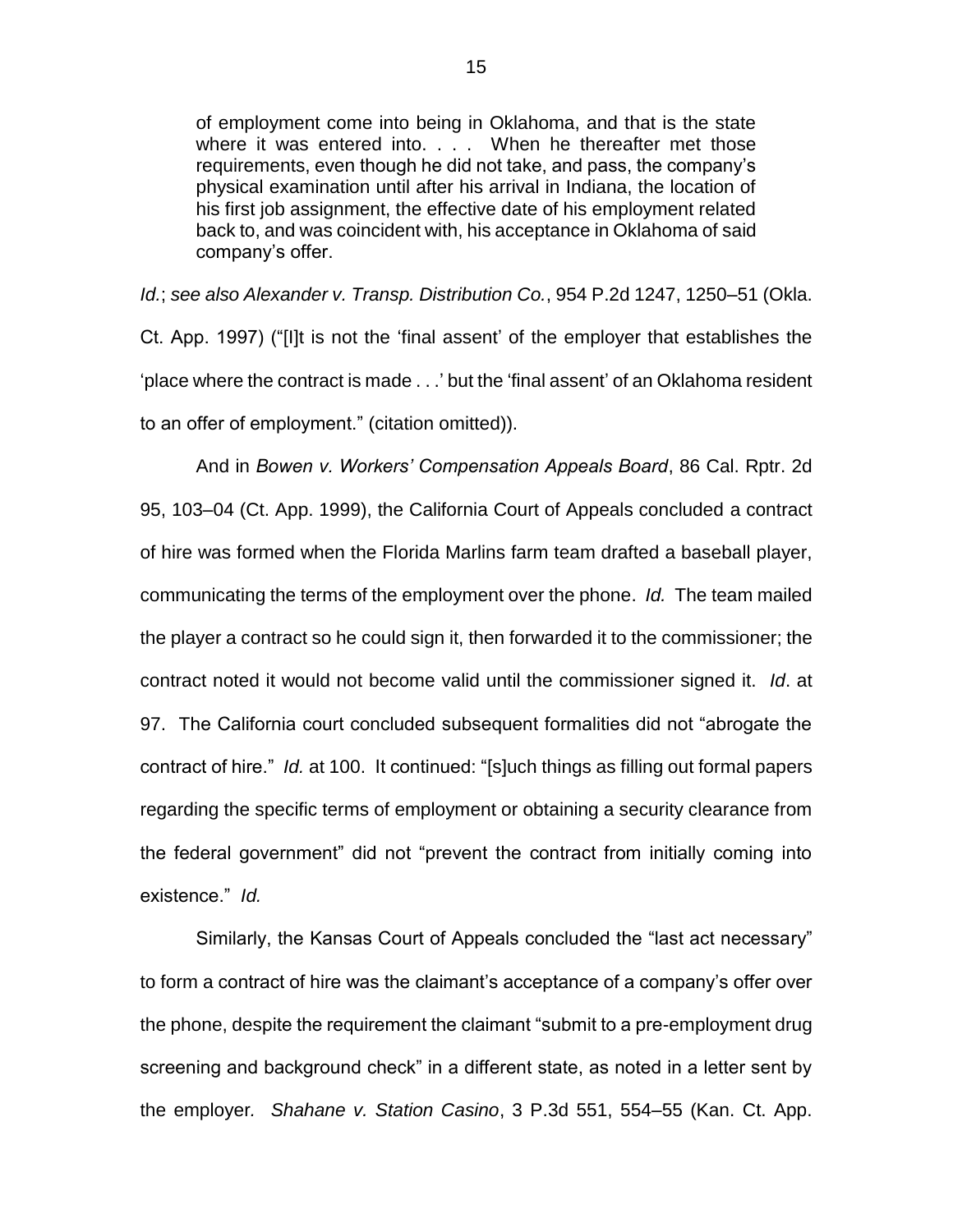> of employment come into being in Oklahoma, and that is the state where it was entered into. . . . When he thereafter met those requirements, even though he did not take, and pass, the company's physical examination until after his arrival in Indiana, the location of his first job assignment, the effective date of his employment related back to, and was coincident with, his acceptance in Oklahoma of said company's offer.

*Id.*; *see also Alexander v. Transp. Distribution Co.*, 954 P.2d 1247, 1250–51 (Okla. Ct. App. 1997) ("[I]t is not the 'final assent' of the employer that establishes the 'place where the contract is made . . .' but the 'final assent' of an Oklahoma resident to an offer of employment." (citation omitted)).

And in *Bowen v. Workers' Compensation Appeals Board*, 86 Cal. Rptr. 2d 95, 103–04 (Ct. App. 1999), the California Court of Appeals concluded a contract of hire was formed when the Florida Marlins farm team drafted a baseball player, communicating the terms of the employment over the phone. *Id.* The team mailed the player a contract so he could sign it, then forwarded it to the commissioner; the contract noted it would not become valid until the commissioner signed it. *Id*. at 97. The California court concluded subsequent formalities did not "abrogate the contract of hire." *Id.* at 100. It continued: "[s]uch things as filling out formal papers regarding the specific terms of employment or obtaining a security clearance from the federal government" did not "prevent the contract from initially coming into existence." *Id.*

Similarly, the Kansas Court of Appeals concluded the "last act necessary" to form a contract of hire was the claimant's acceptance of a company's offer over the phone, despite the requirement the claimant "submit to a pre-employment drug screening and background check" in a different state, as noted in a letter sent by the employer. *Shahane v. Station Casino*, 3 P.3d 551, 554–55 (Kan. Ct. App.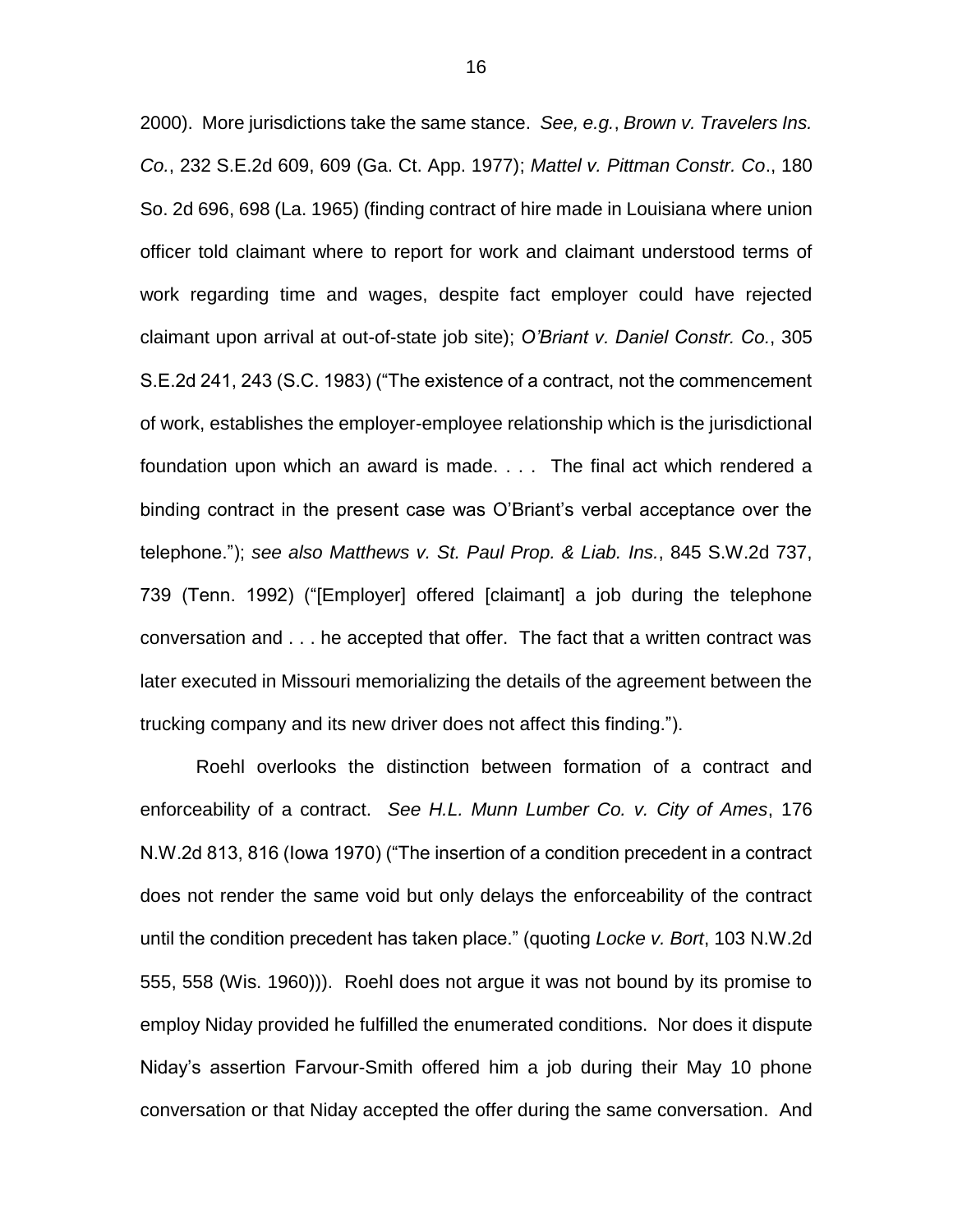2000). More jurisdictions take the same stance. *See, e.g.*, *Brown v. Travelers Ins. Co.*, 232 S.E.2d 609, 609 (Ga. Ct. App. 1977); *Mattel v. Pittman Constr. Co*., 180 So. 2d 696, 698 (La. 1965) (finding contract of hire made in Louisiana where union officer told claimant where to report for work and claimant understood terms of work regarding time and wages, despite fact employer could have rejected claimant upon arrival at out-of-state job site); *O'Briant v. Daniel Constr. Co.*, 305 S.E.2d 241, 243 (S.C. 1983) ("The existence of a contract, not the commencement of work, establishes the employer-employee relationship which is the jurisdictional foundation upon which an award is made. . . . The final act which rendered a binding contract in the present case was O'Briant's verbal acceptance over the telephone."); *see also Matthews v. St. Paul Prop. & Liab. Ins.*, 845 S.W.2d 737, 739 (Tenn. 1992) ("[Employer] offered [claimant] a job during the telephone conversation and . . . he accepted that offer. The fact that a written contract was later executed in Missouri memorializing the details of the agreement between the trucking company and its new driver does not affect this finding.").

Roehl overlooks the distinction between formation of a contract and enforceability of a contract. *See H.L. Munn Lumber Co. v. City of Ames*, 176 N.W.2d 813, 816 (Iowa 1970) ("The insertion of a condition precedent in a contract does not render the same void but only delays the enforceability of the contract until the condition precedent has taken place." (quoting *Locke v. Bort*, 103 N.W.2d 555, 558 (Wis. 1960))). Roehl does not argue it was not bound by its promise to employ Niday provided he fulfilled the enumerated conditions. Nor does it dispute Niday's assertion Farvour-Smith offered him a job during their May 10 phone conversation or that Niday accepted the offer during the same conversation. And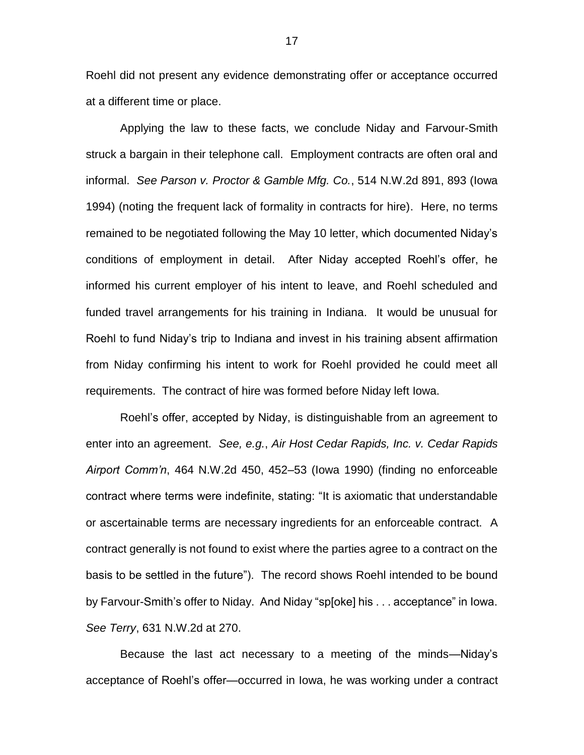Roehl did not present any evidence demonstrating offer or acceptance occurred at a different time or place.

Applying the law to these facts, we conclude Niday and Farvour-Smith struck a bargain in their telephone call. Employment contracts are often oral and informal. *See Parson v. Proctor & Gamble Mfg. Co.*, 514 N.W.2d 891, 893 (Iowa 1994) (noting the frequent lack of formality in contracts for hire). Here, no terms remained to be negotiated following the May 10 letter, which documented Niday's conditions of employment in detail. After Niday accepted Roehl's offer, he informed his current employer of his intent to leave, and Roehl scheduled and funded travel arrangements for his training in Indiana. It would be unusual for Roehl to fund Niday's trip to Indiana and invest in his training absent affirmation from Niday confirming his intent to work for Roehl provided he could meet all requirements. The contract of hire was formed before Niday left Iowa.

Roehl's offer, accepted by Niday, is distinguishable from an agreement to enter into an agreement. *See, e.g.*, *Air Host Cedar Rapids, Inc. v. Cedar Rapids Airport Comm'n*, 464 N.W.2d 450, 452–53 (Iowa 1990) (finding no enforceable contract where terms were indefinite, stating: "It is axiomatic that understandable or ascertainable terms are necessary ingredients for an enforceable contract. A contract generally is not found to exist where the parties agree to a contract on the basis to be settled in the future"). The record shows Roehl intended to be bound by Farvour-Smith's offer to Niday. And Niday "sp[oke] his . . . acceptance" in Iowa. *See Terry*, 631 N.W.2d at 270.

Because the last act necessary to a meeting of the minds—Niday's acceptance of Roehl's offer—occurred in Iowa, he was working under a contract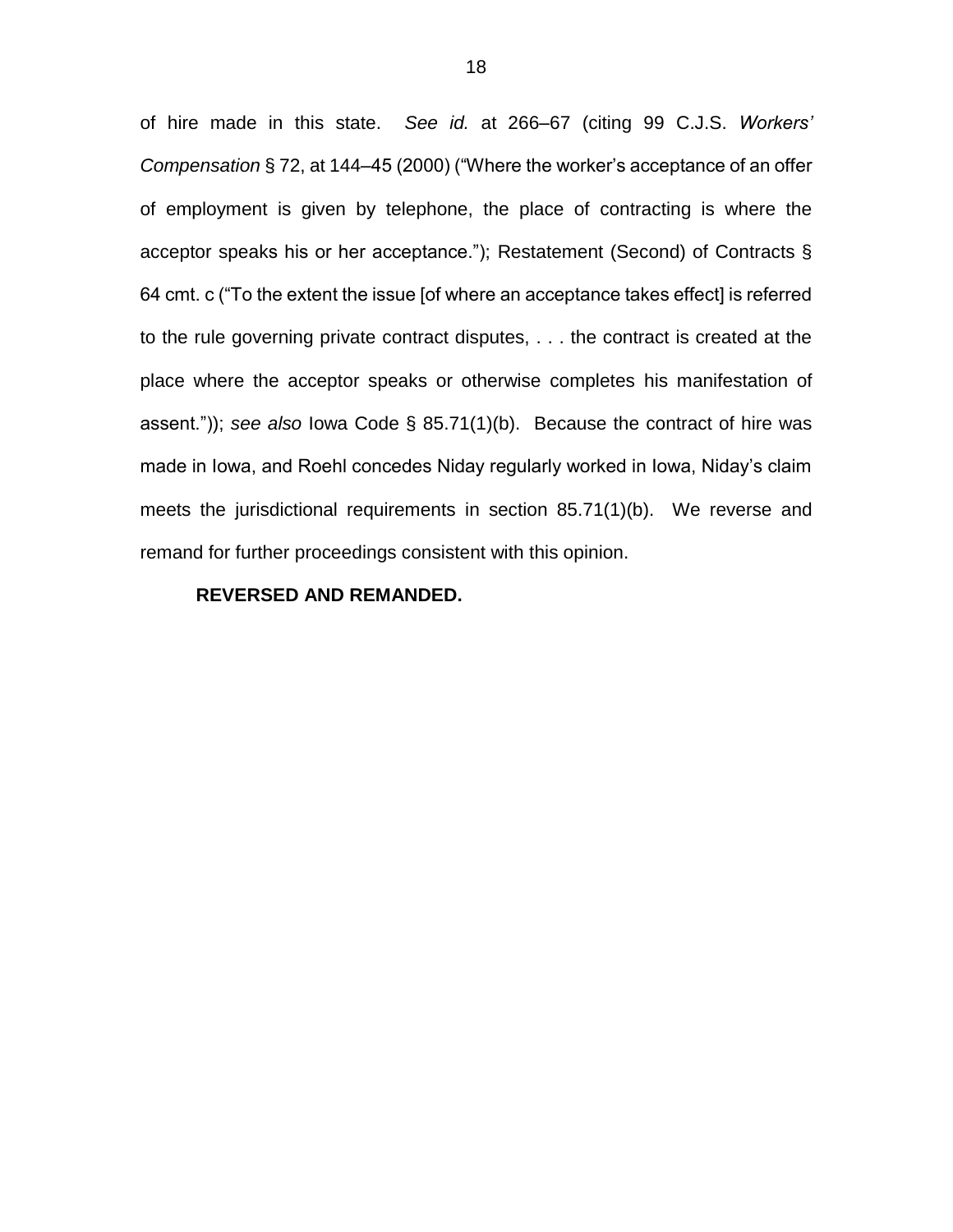of hire made in this state. *See id.* at 266–67 (citing 99 C.J.S. *Workers' Compensation* § 72, at 144–45 (2000) ("Where the worker's acceptance of an offer of employment is given by telephone, the place of contracting is where the acceptor speaks his or her acceptance."); Restatement (Second) of Contracts § 64 cmt. c ("To the extent the issue [of where an acceptance takes effect] is referred to the rule governing private contract disputes, . . . the contract is created at the place where the acceptor speaks or otherwise completes his manifestation of assent.")); *see also* Iowa Code § 85.71(1)(b). Because the contract of hire was made in Iowa, and Roehl concedes Niday regularly worked in Iowa, Niday's claim meets the jurisdictional requirements in section 85.71(1)(b). We reverse and remand for further proceedings consistent with this opinion.

**REVERSED AND REMANDED.**